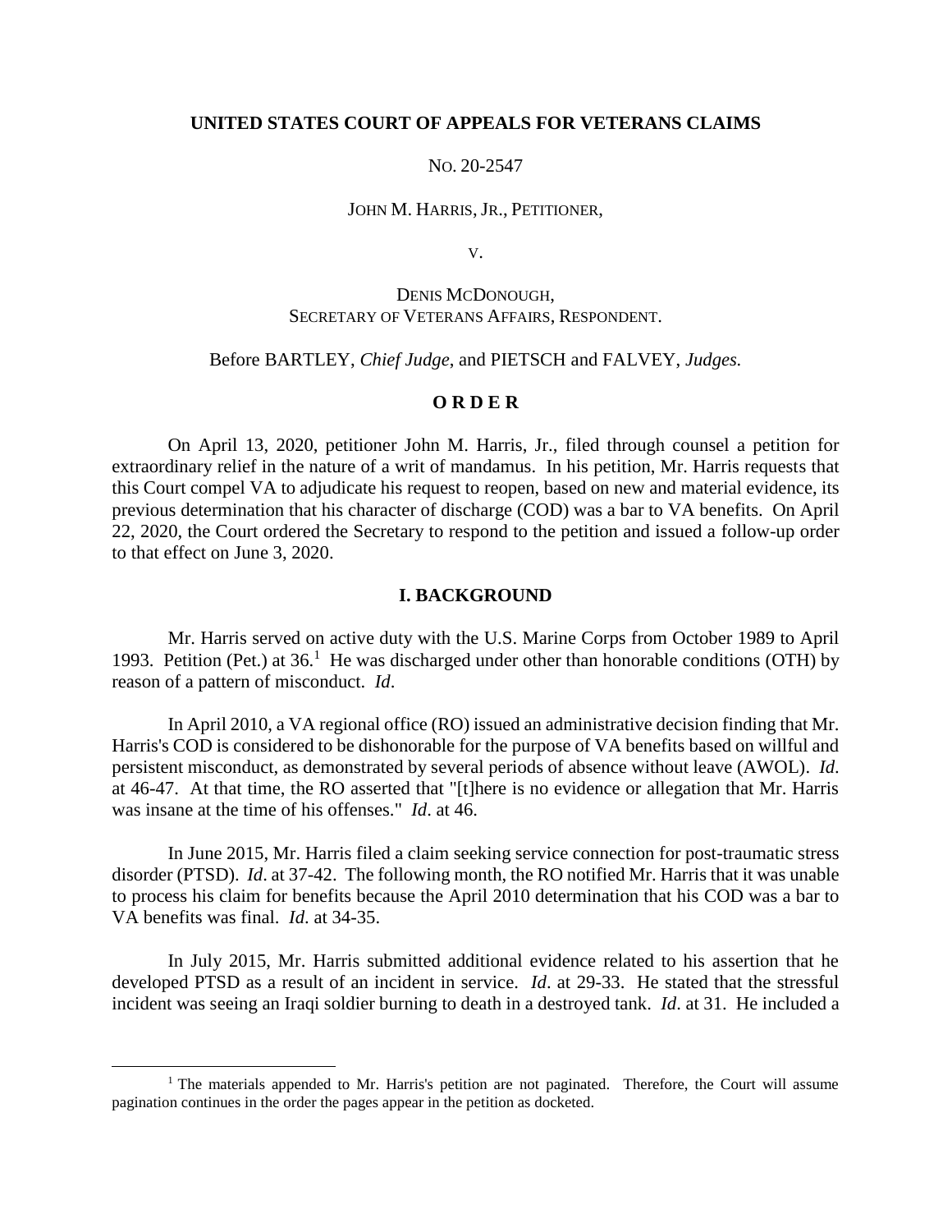**UNITED STATES COURT OF APPEALS FOR VETERANS CLAIMS**

NO. 20-2547

JOHN M. HARRIS, JR., PETITIONER,

V.

DENIS MCDONOUGH,
SECRETARY OF VETERANS AFFAIRS, RESPONDENT.

Before BARTLEY, *Chief Judge*, and PIETSCH and FALVEY, *Judges.*

**O R D E R**

On April 13, 2020, petitioner John M. Harris, Jr., filed through counsel a petition for extraordinary relief in the nature of a writ of mandamus. In his petition, Mr. Harris requests that this Court compel VA to adjudicate his request to reopen, based on new and material evidence, its previous determination that his character of discharge (COD) was a bar to VA benefits. On April 22, 2020, the Court ordered the Secretary to respond to the petition and issued a follow-up order to that effect on June 3, 2020.

**I. BACKGROUND**

Mr. Harris served on active duty with the U.S. Marine Corps from October 1989 to April 1993. Petition (Pet.) at 36.[1] He was discharged under other than honorable conditions (OTH) by reason of a pattern of misconduct. *Id*.

In April 2010, a VA regional office (RO) issued an administrative decision finding that Mr. Harris's COD is considered to be dishonorable for the purpose of VA benefits based on willful and persistent misconduct, as demonstrated by several periods of absence without leave (AWOL). *Id*. at 46-47. At that time, the RO asserted that "[t]here is no evidence or allegation that Mr. Harris was insane at the time of his offenses." *Id*. at 46.

In June 2015, Mr. Harris filed a claim seeking service connection for post-traumatic stress disorder (PTSD). *Id*. at 37-42. The following month, the RO notified Mr. Harris that it was unable to process his claim for benefits because the April 2010 determination that his COD was a bar to VA benefits was final. *Id*. at 34-35.

In July 2015, Mr. Harris submitted additional evidence related to his assertion that he developed PTSD as a result of an incident in service. *Id*. at 29-33. He stated that the stressful incident was seeing an Iraqi soldier burning to death in a destroyed tank. *Id*. at 31. He included a

[1] The materials appended to Mr. Harris's petition are not paginated. Therefore, the Court will assume pagination continues in the order the pages appear in the petition as docketed.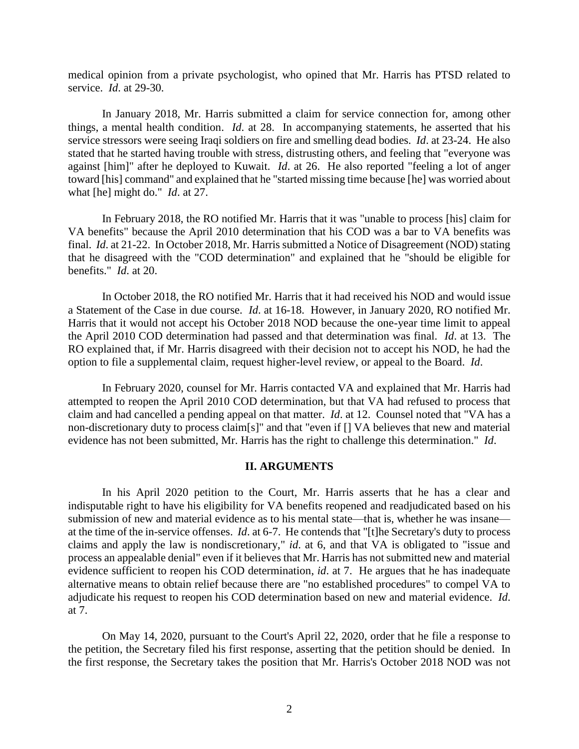medical opinion from a private psychologist, who opined that Mr. Harris has PTSD related to service. *Id.* at 29-30.

In January 2018, Mr. Harris submitted a claim for service connection for, among other things, a mental health condition. *Id.* at 28. In accompanying statements, he asserted that his service stressors were seeing Iraqi soldiers on fire and smelling dead bodies. *Id*. at 23-24. He also stated that he started having trouble with stress, distrusting others, and feeling that "everyone was against [him]" after he deployed to Kuwait. *Id*. at 26. He also reported "feeling a lot of anger toward [his] command" and explained that he "started missing time because [he] was worried about what [he] might do." *Id*. at 27.

In February 2018, the RO notified Mr. Harris that it was "unable to process [his] claim for VA benefits" because the April 2010 determination that his COD was a bar to VA benefits was final. *Id*. at 21-22. In October 2018, Mr. Harris submitted a Notice of Disagreement (NOD) stating that he disagreed with the "COD determination" and explained that he "should be eligible for benefits." *Id*. at 20.

In October 2018, the RO notified Mr. Harris that it had received his NOD and would issue a Statement of the Case in due course. *Id*. at 16-18. However, in January 2020, RO notified Mr. Harris that it would not accept his October 2018 NOD because the one-year time limit to appeal the April 2010 COD determination had passed and that determination was final. *Id*. at 13. The RO explained that, if Mr. Harris disagreed with their decision not to accept his NOD, he had the option to file a supplemental claim, request higher-level review, or appeal to the Board. *Id*.

In February 2020, counsel for Mr. Harris contacted VA and explained that Mr. Harris had attempted to reopen the April 2010 COD determination, but that VA had refused to process that claim and had cancelled a pending appeal on that matter. *Id*. at 12. Counsel noted that "VA has a non-discretionary duty to process claim[s]" and that "even if [] VA believes that new and material evidence has not been submitted, Mr. Harris has the right to challenge this determination." *Id*.

## II. ARGUMENTS

In his April 2020 petition to the Court, Mr. Harris asserts that he has a clear and indisputable right to have his eligibility for VA benefits reopened and readjudicated based on his submission of new and material evidence as to his mental state—that is, whether he was insane—at the time of the in-service offenses. *Id*. at 6-7. He contends that "[t]he Secretary's duty to process claims and apply the law is nondiscretionary," *id*. at 6, and that VA is obligated to "issue and process an appealable denial" even if it believes that Mr. Harris has not submitted new and material evidence sufficient to reopen his COD determination, *id*. at 7. He argues that he has inadequate alternative means to obtain relief because there are "no established procedures" to compel VA to adjudicate his request to reopen his COD determination based on new and material evidence. *Id*. at 7.

On May 14, 2020, pursuant to the Court's April 22, 2020, order that he file a response to the petition, the Secretary filed his first response, asserting that the petition should be denied. In the first response, the Secretary takes the position that Mr. Harris's October 2018 NOD was not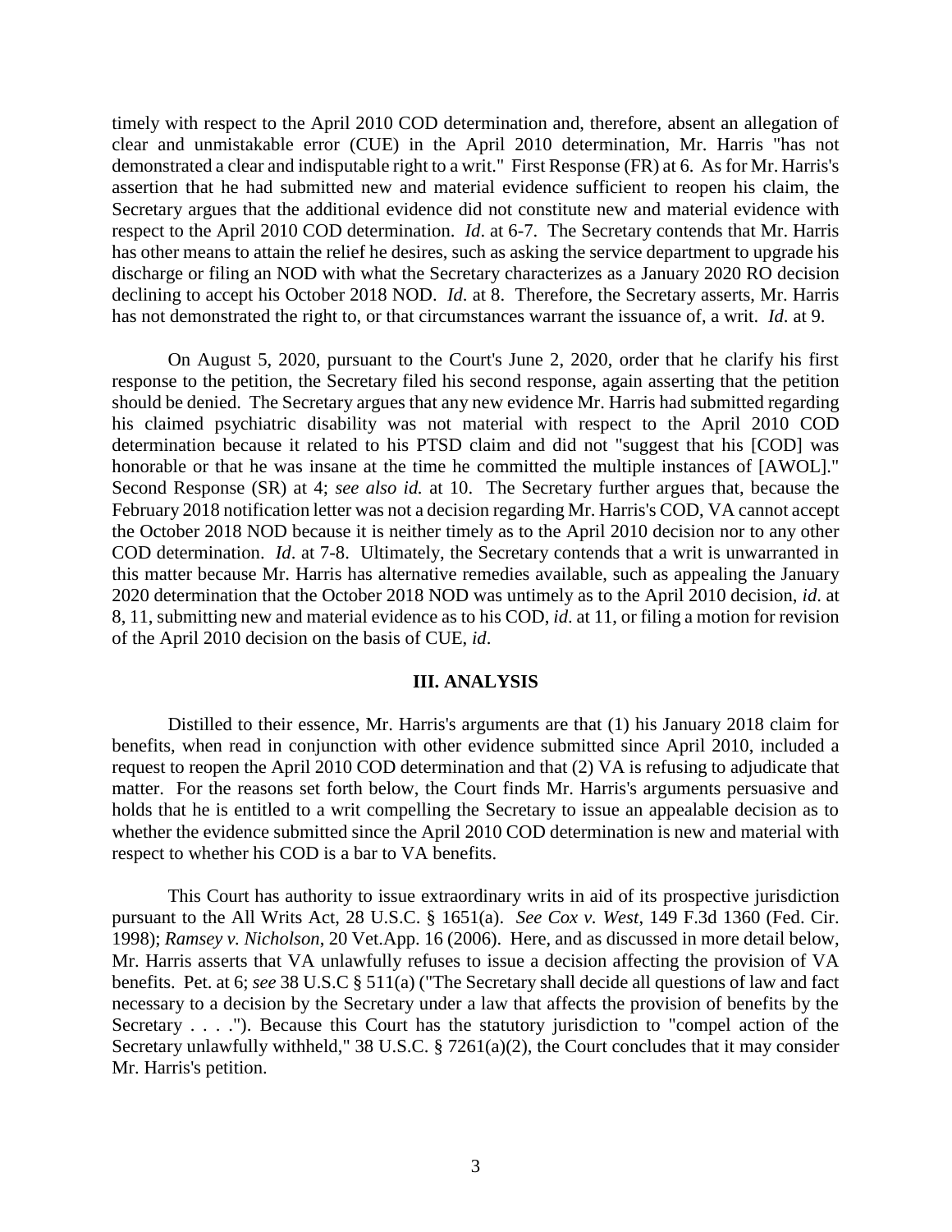timely with respect to the April 2010 COD determination and, therefore, absent an allegation of clear and unmistakable error (CUE) in the April 2010 determination, Mr. Harris "has not demonstrated a clear and indisputable right to a writ." First Response (FR) at 6. As for Mr. Harris's assertion that he had submitted new and material evidence sufficient to reopen his claim, the Secretary argues that the additional evidence did not constitute new and material evidence with respect to the April 2010 COD determination. *Id*. at 6-7. The Secretary contends that Mr. Harris has other means to attain the relief he desires, such as asking the service department to upgrade his discharge or filing an NOD with what the Secretary characterizes as a January 2020 RO decision declining to accept his October 2018 NOD. *Id.* at 8. Therefore, the Secretary asserts, Mr. Harris has not demonstrated the right to, or that circumstances warrant the issuance of, a writ. *Id*. at 9.

On August 5, 2020, pursuant to the Court's June 2, 2020, order that he clarify his first response to the petition, the Secretary filed his second response, again asserting that the petition should be denied. The Secretary argues that any new evidence Mr. Harris had submitted regarding his claimed psychiatric disability was not material with respect to the April 2010 COD determination because it related to his PTSD claim and did not "suggest that his [COD] was honorable or that he was insane at the time he committed the multiple instances of [AWOL]." Second Response (SR) at 4; *see also id.* at 10. The Secretary further argues that, because the February 2018 notification letter was not a decision regarding Mr. Harris's COD, VA cannot accept the October 2018 NOD because it is neither timely as to the April 2010 decision nor to any other COD determination. *Id*. at 7-8. Ultimately, the Secretary contends that a writ is unwarranted in this matter because Mr. Harris has alternative remedies available, such as appealing the January 2020 determination that the October 2018 NOD was untimely as to the April 2010 decision, *id*. at 8, 11, submitting new and material evidence as to his COD, *id*. at 11, or filing a motion for revision of the April 2010 decision on the basis of CUE, *id*.

## III. ANALYSIS

Distilled to their essence, Mr. Harris's arguments are that (1) his January 2018 claim for benefits, when read in conjunction with other evidence submitted since April 2010, included a request to reopen the April 2010 COD determination and that (2) VA is refusing to adjudicate that matter. For the reasons set forth below, the Court finds Mr. Harris's arguments persuasive and holds that he is entitled to a writ compelling the Secretary to issue an appealable decision as to whether the evidence submitted since the April 2010 COD determination is new and material with respect to whether his COD is a bar to VA benefits.

This Court has authority to issue extraordinary writs in aid of its prospective jurisdiction pursuant to the All Writs Act, 28 U.S.C. § 1651(a). *See Cox v. West*, 149 F.3d 1360 (Fed. Cir. 1998); *Ramsey v. Nicholson*, 20 Vet.App. 16 (2006). Here, and as discussed in more detail below, Mr. Harris asserts that VA unlawfully refuses to issue a decision affecting the provision of VA benefits. Pet. at 6; *see* 38 U.S.C § 511(a) ("The Secretary shall decide all questions of law and fact necessary to a decision by the Secretary under a law that affects the provision of benefits by the Secretary . . . ."). Because this Court has the statutory jurisdiction to "compel action of the Secretary unlawfully withheld," 38 U.S.C. § 7261(a)(2), the Court concludes that it may consider Mr. Harris's petition.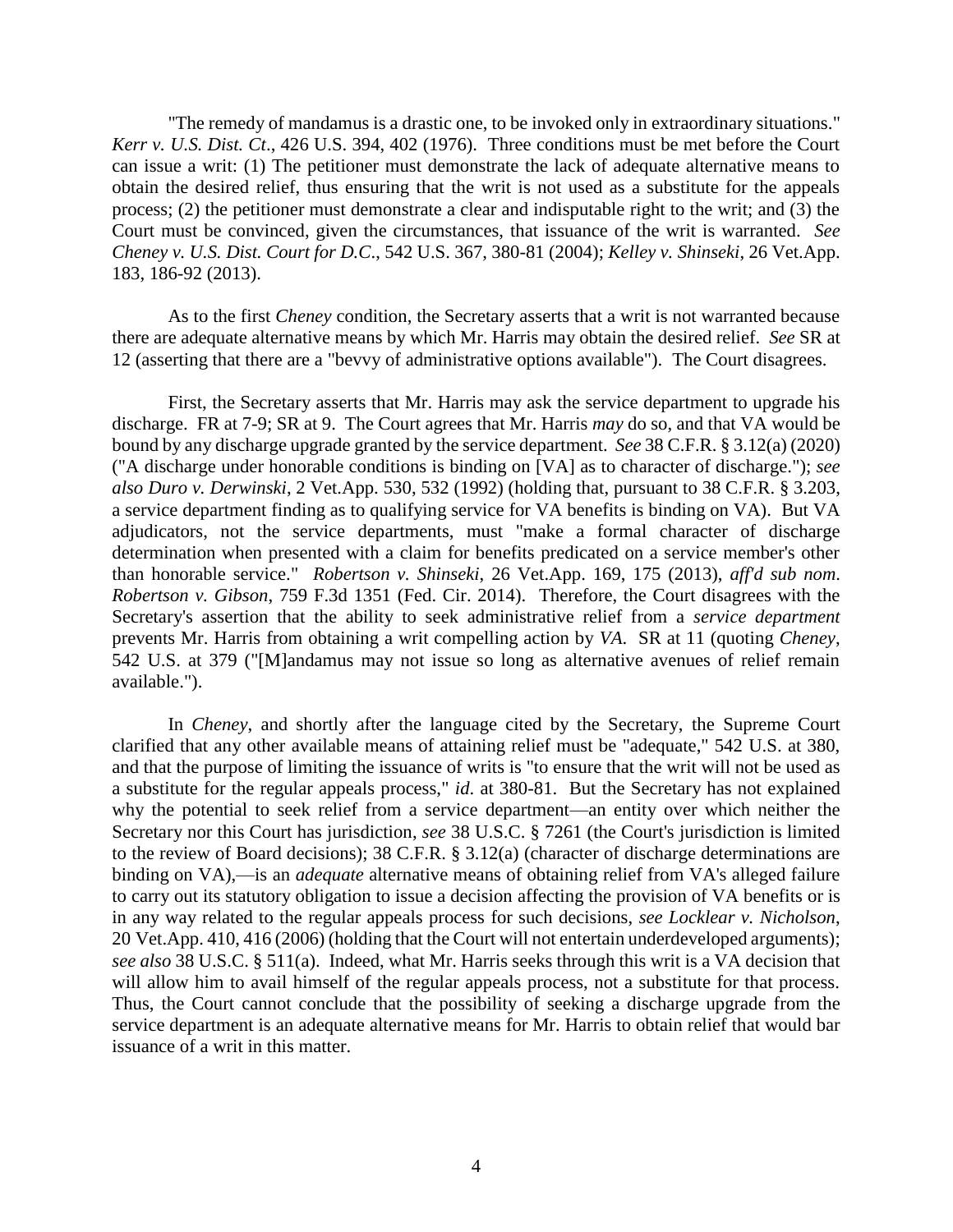"The remedy of mandamus is a drastic one, to be invoked only in extraordinary situations." *Kerr v. U.S. Dist. Ct*., 426 U.S. 394, 402 (1976). Three conditions must be met before the Court can issue a writ: (1) The petitioner must demonstrate the lack of adequate alternative means to obtain the desired relief, thus ensuring that the writ is not used as a substitute for the appeals process; (2) the petitioner must demonstrate a clear and indisputable right to the writ; and (3) the Court must be convinced, given the circumstances, that issuance of the writ is warranted. *See Cheney v. U.S. Dist. Court for D.C*., 542 U.S. 367, 380-81 (2004); *Kelley v. Shinseki*, 26 Vet.App. 183, 186-92 (2013).

As to the first *Cheney* condition, the Secretary asserts that a writ is not warranted because there are adequate alternative means by which Mr. Harris may obtain the desired relief. *See* SR at 12 (asserting that there are a "bevvy of administrative options available"). The Court disagrees.

First, the Secretary asserts that Mr. Harris may ask the service department to upgrade his discharge. FR at 7-9; SR at 9. The Court agrees that Mr. Harris *may* do so, and that VA would be bound by any discharge upgrade granted by the service department. *See* 38 C.F.R. § 3.12(a) (2020) ("A discharge under honorable conditions is binding on [VA] as to character of discharge."); *see also Duro v. Derwinski*, 2 Vet.App. 530, 532 (1992) (holding that, pursuant to 38 C.F.R. § 3.203, a service department finding as to qualifying service for VA benefits is binding on VA). But VA adjudicators, not the service departments, must "make a formal character of discharge determination when presented with a claim for benefits predicated on a service member's other than honorable service." *Robertson v. Shinseki*, 26 Vet.App. 169, 175 (2013), *aff'd sub nom. Robertson v. Gibson*, 759 F.3d 1351 (Fed. Cir. 2014). Therefore, the Court disagrees with the Secretary's assertion that the ability to seek administrative relief from a *service department* prevents Mr. Harris from obtaining a writ compelling action by *VA*. SR at 11 (quoting *Cheney*, 542 U.S. at 379 ("[M]andamus may not issue so long as alternative avenues of relief remain available.").

In *Cheney*, and shortly after the language cited by the Secretary, the Supreme Court clarified that any other available means of attaining relief must be "adequate," 542 U.S. at 380, and that the purpose of limiting the issuance of writs is "to ensure that the writ will not be used as a substitute for the regular appeals process," *id*. at 380-81. But the Secretary has not explained why the potential to seek relief from a service department—an entity over which neither the Secretary nor this Court has jurisdiction, *see* 38 U.S.C. § 7261 (the Court's jurisdiction is limited to the review of Board decisions); 38 C.F.R. § 3.12(a) (character of discharge determinations are binding on VA),—is an *adequate* alternative means of obtaining relief from VA's alleged failure to carry out its statutory obligation to issue a decision affecting the provision of VA benefits or is in any way related to the regular appeals process for such decisions, *see Locklear v. Nicholson*, 20 Vet.App. 410, 416 (2006) (holding that the Court will not entertain underdeveloped arguments); *see also* 38 U.S.C. § 511(a). Indeed, what Mr. Harris seeks through this writ is a VA decision that will allow him to avail himself of the regular appeals process, not a substitute for that process. Thus, the Court cannot conclude that the possibility of seeking a discharge upgrade from the service department is an adequate alternative means for Mr. Harris to obtain relief that would bar issuance of a writ in this matter.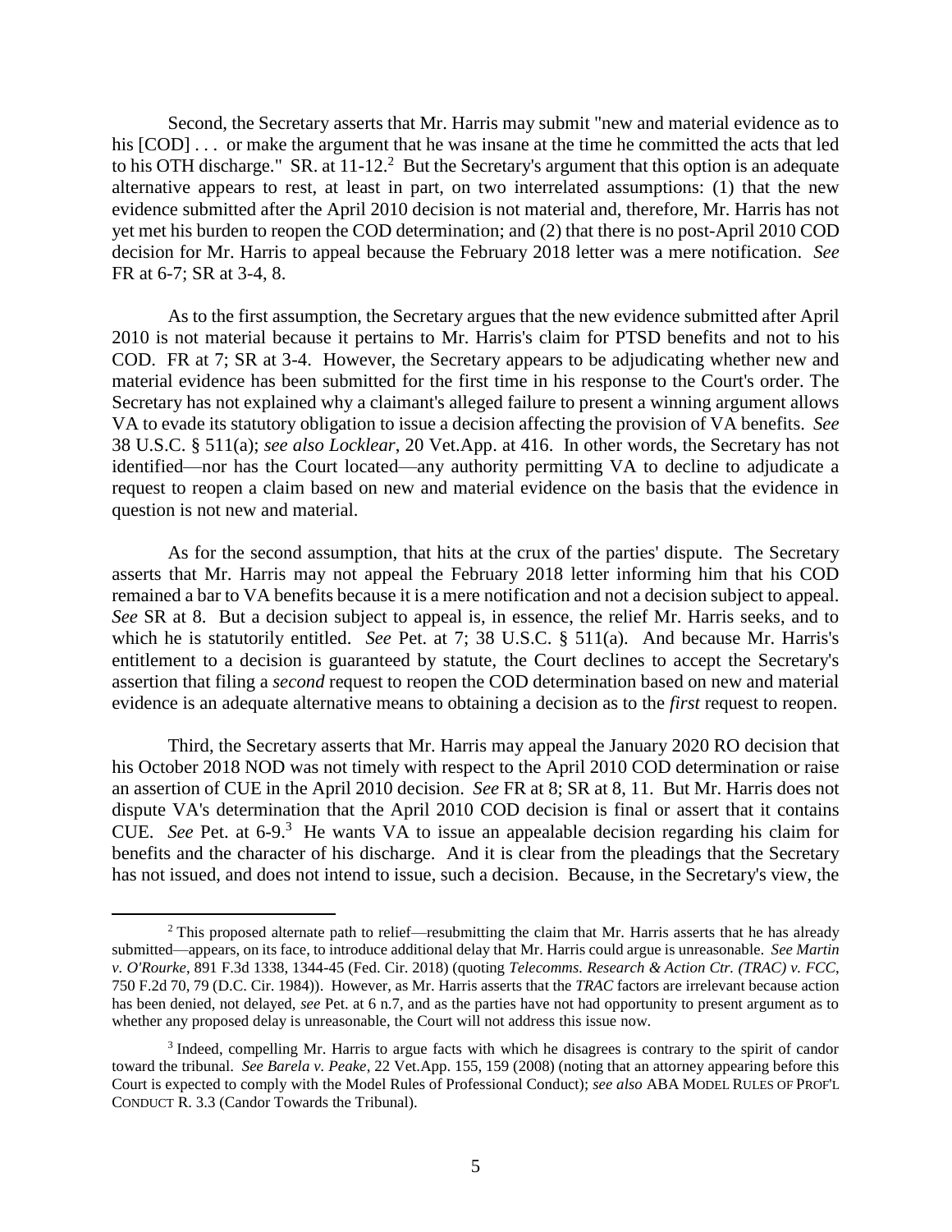Second, the Secretary asserts that Mr. Harris may submit "new and material evidence as to his [COD] . . . or make the argument that he was insane at the time he committed the acts that led to his OTH discharge." SR. at 11-12.[2] But the Secretary's argument that this option is an adequate alternative appears to rest, at least in part, on two interrelated assumptions: (1) that the new evidence submitted after the April 2010 decision is not material and, therefore, Mr. Harris has not yet met his burden to reopen the COD determination; and (2) that there is no post-April 2010 COD decision for Mr. Harris to appeal because the February 2018 letter was a mere notification. *See* FR at 6-7; SR at 3-4, 8.

As to the first assumption, the Secretary argues that the new evidence submitted after April 2010 is not material because it pertains to Mr. Harris's claim for PTSD benefits and not to his COD. FR at 7; SR at 3-4. However, the Secretary appears to be adjudicating whether new and material evidence has been submitted for the first time in his response to the Court's order. The Secretary has not explained why a claimant's alleged failure to present a winning argument allows VA to evade its statutory obligation to issue a decision affecting the provision of VA benefits. *See* 38 U.S.C. § 511(a); *see also Locklear*, 20 Vet.App. at 416. In other words, the Secretary has not identified—nor has the Court located—any authority permitting VA to decline to adjudicate a request to reopen a claim based on new and material evidence on the basis that the evidence in question is not new and material.

As for the second assumption, that hits at the crux of the parties' dispute. The Secretary asserts that Mr. Harris may not appeal the February 2018 letter informing him that his COD remained a bar to VA benefits because it is a mere notification and not a decision subject to appeal. *See* SR at 8. But a decision subject to appeal is, in essence, the relief Mr. Harris seeks, and to which he is statutorily entitled. *See* Pet. at 7; 38 U.S.C. § 511(a). And because Mr. Harris's entitlement to a decision is guaranteed by statute, the Court declines to accept the Secretary's assertion that filing a *second* request to reopen the COD determination based on new and material evidence is an adequate alternative means to obtaining a decision as to the *first* request to reopen.

Third, the Secretary asserts that Mr. Harris may appeal the January 2020 RO decision that his October 2018 NOD was not timely with respect to the April 2010 COD determination or raise an assertion of CUE in the April 2010 decision. *See* FR at 8; SR at 8, 11. But Mr. Harris does not dispute VA's determination that the April 2010 COD decision is final or assert that it contains CUE. *See* Pet. at 6-9.[3] He wants VA to issue an appealable decision regarding his claim for benefits and the character of his discharge. And it is clear from the pleadings that the Secretary has not issued, and does not intend to issue, such a decision. Because, in the Secretary's view, the

[2] This proposed alternate path to relief—resubmitting the claim that Mr. Harris asserts that he has already submitted—appears, on its face, to introduce additional delay that Mr. Harris could argue is unreasonable. *See Martin v. O'Rourke*, 891 F.3d 1338, 1344-45 (Fed. Cir. 2018) (quoting *Telecomms. Research & Action Ctr. (TRAC) v. FCC*, 750 F.2d 70, 79 (D.C. Cir. 1984)). However, as Mr. Harris asserts that the *TRAC* factors are irrelevant because action has been denied, not delayed, *see* Pet. at 6 n.7, and as the parties have not had opportunity to present argument as to whether any proposed delay is unreasonable, the Court will not address this issue now.

[3] Indeed, compelling Mr. Harris to argue facts with which he disagrees is contrary to the spirit of candor toward the tribunal. *See Barela v. Peake*, 22 Vet.App. 155, 159 (2008) (noting that an attorney appearing before this Court is expected to comply with the Model Rules of Professional Conduct); *see also* ABA MODEL RULES OF PROF'L CONDUCT R. 3.3 (Candor Towards the Tribunal).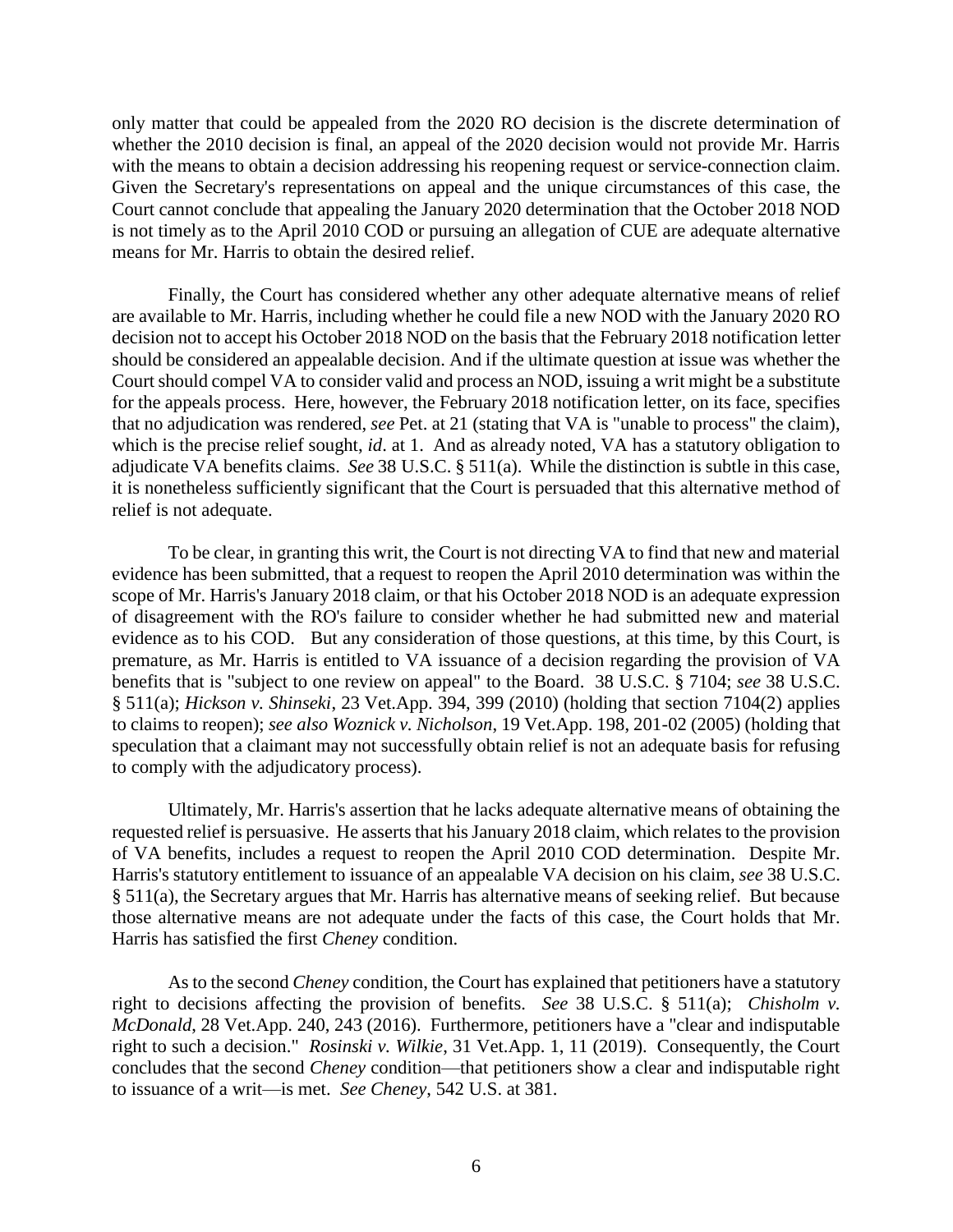only matter that could be appealed from the 2020 RO decision is the discrete determination of whether the 2010 decision is final, an appeal of the 2020 decision would not provide Mr. Harris with the means to obtain a decision addressing his reopening request or service-connection claim. Given the Secretary's representations on appeal and the unique circumstances of this case, the Court cannot conclude that appealing the January 2020 determination that the October 2018 NOD is not timely as to the April 2010 COD or pursuing an allegation of CUE are adequate alternative means for Mr. Harris to obtain the desired relief.

Finally, the Court has considered whether any other adequate alternative means of relief are available to Mr. Harris, including whether he could file a new NOD with the January 2020 RO decision not to accept his October 2018 NOD on the basis that the February 2018 notification letter should be considered an appealable decision. And if the ultimate question at issue was whether the Court should compel VA to consider valid and process an NOD, issuing a writ might be a substitute for the appeals process. Here, however, the February 2018 notification letter, on its face, specifies that no adjudication was rendered, *see* Pet. at 21 (stating that VA is "unable to process" the claim), which is the precise relief sought, *id*. at 1. And as already noted, VA has a statutory obligation to adjudicate VA benefits claims. *See* 38 U.S.C. § 511(a). While the distinction is subtle in this case, it is nonetheless sufficiently significant that the Court is persuaded that this alternative method of relief is not adequate.

To be clear, in granting this writ, the Court is not directing VA to find that new and material evidence has been submitted, that a request to reopen the April 2010 determination was within the scope of Mr. Harris's January 2018 claim, or that his October 2018 NOD is an adequate expression of disagreement with the RO's failure to consider whether he had submitted new and material evidence as to his COD. But any consideration of those questions, at this time, by this Court, is premature, as Mr. Harris is entitled to VA issuance of a decision regarding the provision of VA benefits that is "subject to one review on appeal" to the Board. 38 U.S.C. § 7104; *see* 38 U.S.C. § 511(a); *Hickson v. Shinseki*, 23 Vet.App. 394, 399 (2010) (holding that section 7104(2) applies to claims to reopen); *see also Woznick v. Nicholson*, 19 Vet.App. 198, 201-02 (2005) (holding that speculation that a claimant may not successfully obtain relief is not an adequate basis for refusing to comply with the adjudicatory process).

Ultimately, Mr. Harris's assertion that he lacks adequate alternative means of obtaining the requested relief is persuasive. He asserts that his January 2018 claim, which relates to the provision of VA benefits, includes a request to reopen the April 2010 COD determination. Despite Mr. Harris's statutory entitlement to issuance of an appealable VA decision on his claim, *see* 38 U.S.C. § 511(a), the Secretary argues that Mr. Harris has alternative means of seeking relief. But because those alternative means are not adequate under the facts of this case, the Court holds that Mr. Harris has satisfied the first *Cheney* condition.

As to the second *Cheney* condition, the Court has explained that petitioners have a statutory right to decisions affecting the provision of benefits. *See* 38 U.S.C. § 511(a); *Chisholm v. McDonald*, 28 Vet.App. 240, 243 (2016). Furthermore, petitioners have a "clear and indisputable right to such a decision." *Rosinski v. Wilkie*, 31 Vet.App. 1, 11 (2019). Consequently, the Court concludes that the second *Cheney* condition—that petitioners show a clear and indisputable right to issuance of a writ—is met. *See Cheney*, 542 U.S. at 381.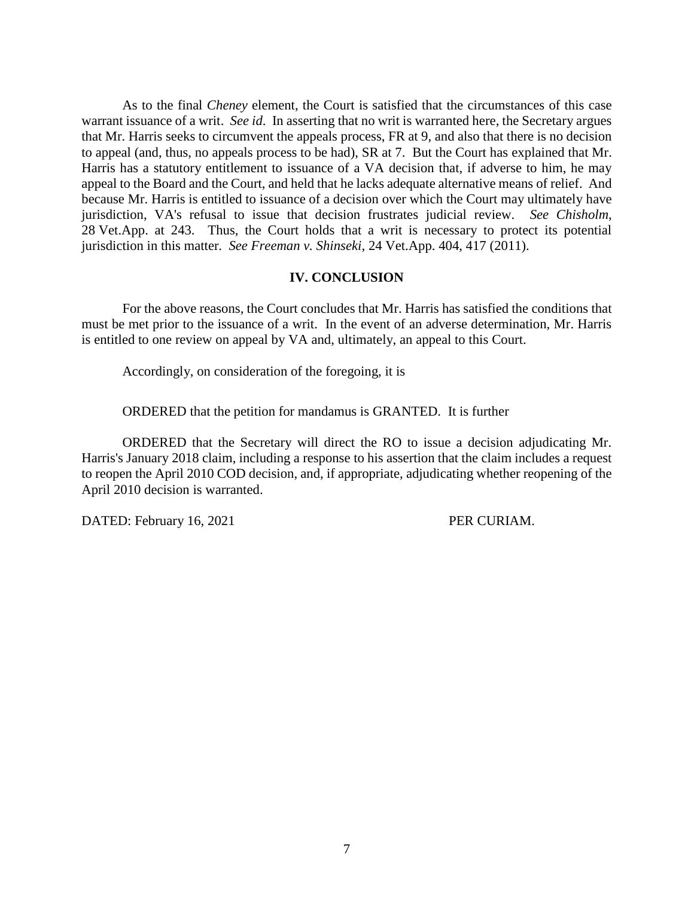As to the final *Cheney* element, the Court is satisfied that the circumstances of this case warrant issuance of a writ. *See id*. In asserting that no writ is warranted here, the Secretary argues that Mr. Harris seeks to circumvent the appeals process, FR at 9, and also that there is no decision to appeal (and, thus, no appeals process to be had), SR at 7. But the Court has explained that Mr. Harris has a statutory entitlement to issuance of a VA decision that, if adverse to him, he may appeal to the Board and the Court, and held that he lacks adequate alternative means of relief. And because Mr. Harris is entitled to issuance of a decision over which the Court may ultimately have jurisdiction, VA's refusal to issue that decision frustrates judicial review. *See Chisholm*, 28 Vet.App. at 243. Thus, the Court holds that a writ is necessary to protect its potential jurisdiction in this matter. *See Freeman v. Shinseki*, 24 Vet.App. 404, 417 (2011).

## IV. CONCLUSION

For the above reasons, the Court concludes that Mr. Harris has satisfied the conditions that must be met prior to the issuance of a writ. In the event of an adverse determination, Mr. Harris is entitled to one review on appeal by VA and, ultimately, an appeal to this Court.

Accordingly, on consideration of the foregoing, it is

ORDERED that the petition for mandamus is GRANTED. It is further

ORDERED that the Secretary will direct the RO to issue a decision adjudicating Mr. Harris's January 2018 claim, including a response to his assertion that the claim includes a request to reopen the April 2010 COD decision, and, if appropriate, adjudicating whether reopening of the April 2010 decision is warranted.

DATED: February 16, 2021 PER CURIAM.